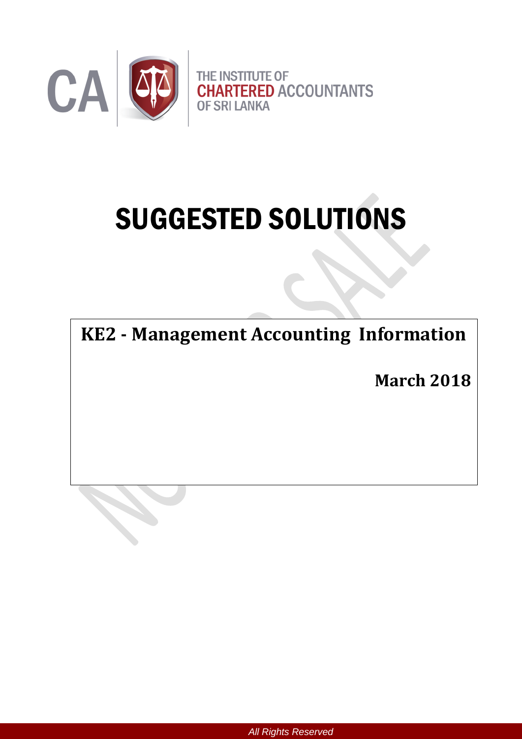THE INSTITUTE OF CHARTERED ACCOUNTANTS OF SRI LANKA

# SUGGESTED SOLUTIONS

## KE2 - Management Accounting Information

**March 2018**

*All Rights Reserved*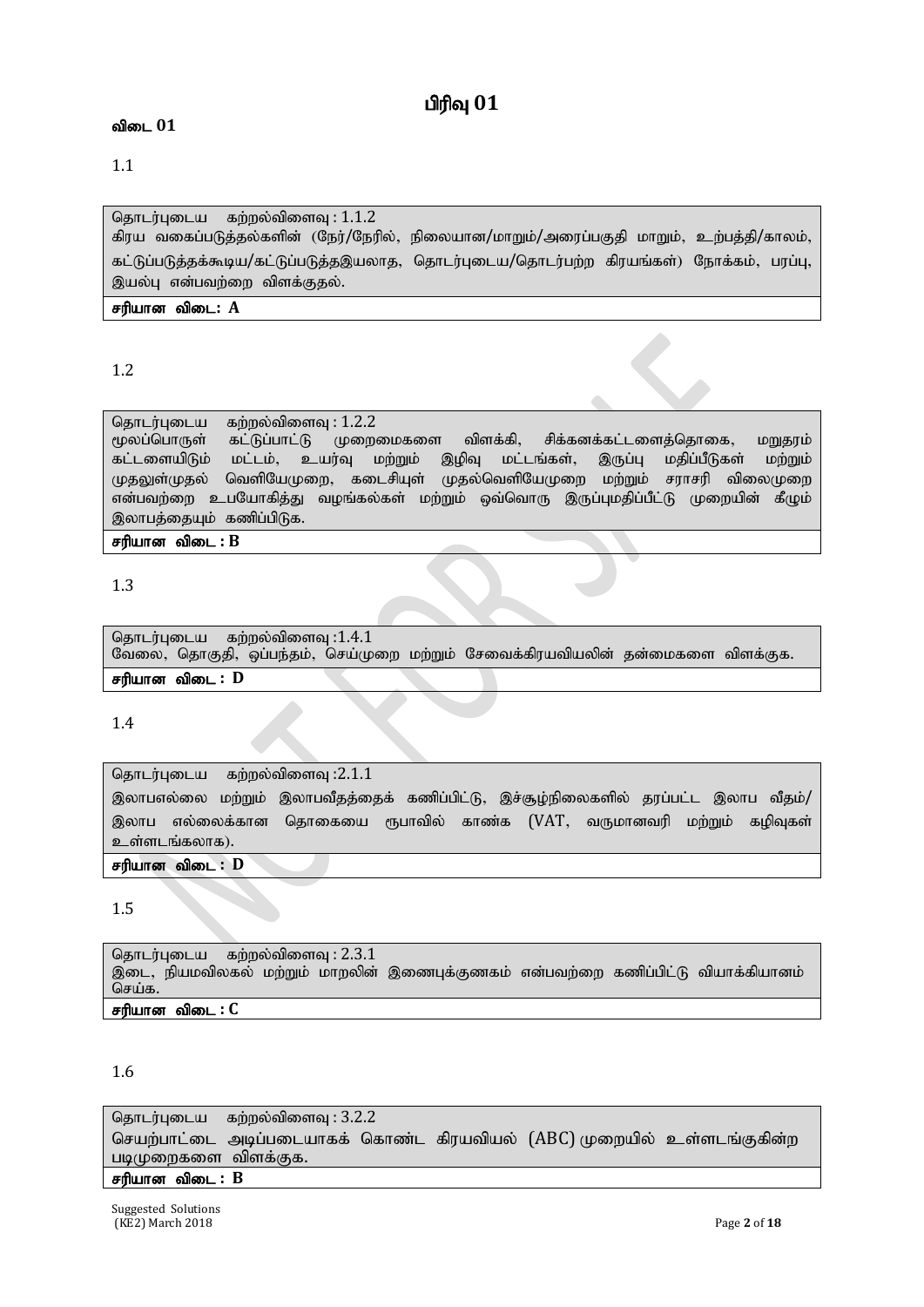# பிரிவு 01

**விடை 01**

1.1

| தொடர்புடைய கற்றல்விளைவு : 1.1.2 கிரய வகைப்படுத்தல்களின் (நேர்/நேரில், நிலையான/மாறும்/அரைப்பகுதி மாறும், உற்பத்தி/காலம், கட்டுப்படுத்தக்கூடிய/கட்டுப்படுத்தஇயலாத, தொடர்புடைய/தொடர்பற்ற கிரயங்கள்) நோக்கம், பரப்பு, இயல்பு என்பவற்றை விளக்குதல். |
|---|
| **சரியான விடை: A** |

1.2

| தொடர்புடைய கற்றல்விளைவு : 1.2.2 மூலப்பொருள் கட்டுப்பாட்டு முறைமைகளை விளக்கி, சிக்கனக்கட்டளைத்தொகை, மறுதரம் கட்டளையிடும் மட்டம், உயர்வு மற்றும் இழிவு மட்டங்கள், இருப்பு மதிப்பீடுகள் மற்றும் முதலுள்முதல் வெளியேமுறை, கடைசியுள் முதல்வெளியேமுறை மற்றும் சராசரி விலைமுறை என்பவற்றை உபயோகித்து வழங்கல்கள் மற்றும் ஒவ்வொரு இருப்புமதிப்பீட்டு முறையின் கீழும் இலாபத்தையும் கணிப்பிடுக. |
|---|
| **சரியான விடை : B** |

1.3

| தொடர்புடைய கற்றல்விளைவு :1.4.1 வேலை, தொகுதி, ஒப்பந்தம், செய்முறை மற்றும் சேவைக்கிரயவியலின் தன்மைகளை விளக்குக. |
|---|
| **சரியான விடை : D** |

1.4

| தொடர்புடைய கற்றல்விளைவு :2.1.1 இலாபஎல்லை மற்றும் இலாபவீதத்தைக் கணிப்பிட்டு, இச்சூழ்நிலைகளில் தரப்பட்ட இலாப வீதம்/ இலாப எல்லைக்கான தொகையை ரூபாவில் காண்க (VAT, வருமானவரி மற்றும் கழிவுகள் உள்ளடங்கலாக). |
|---|
| **சரியான விடை : D** |

1.5

| தொடர்புடைய கற்றல்விளைவு : 2.3.1 இடை, நியமவிலகல் மற்றும் மாறலின் இணைபுக்குணகம் என்பவற்றை கணிப்பிட்டு வியாக்கியானம் செய்க. |
|---|
| **சரியான விடை : C** |

1.6

| தொடர்புடைய கற்றல்விளைவு : 3.2.2 செயற்பாட்டை அடிப்படையாகக் கொண்ட கிரயவியல் (ABC) முறையில் உள்ளடங்குகின்ற படிமுறைகளை விளக்குக. |
|---|
| **சரியான விடை : B** |

Suggested Solutions
(KE2) March 2018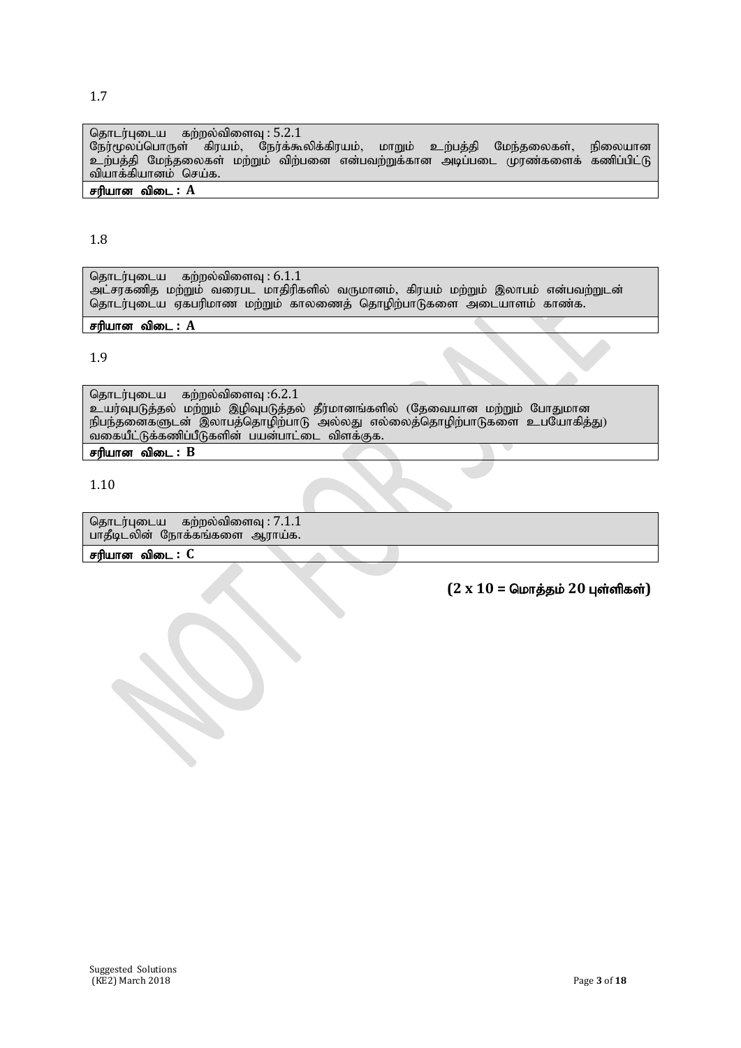1.7

தொடர்புடைய கற்றல்விளைவு : 5.2.1
நேர்மூலப்பொருள் கிரயம், நேர்க்கூலிக்கிரயம், மாறும் உற்பத்தி மேந்தலைகள், நிலையான உற்பத்தி மேந்தலைகள் மற்றும் விற்பனை என்பவற்றுக்கான அடிப்படை முரண்களைக் கணிப்பிட்டு வியாக்கியானம் செய்க.

**சரியான விடை : A**

1.8

தொடர்புடைய கற்றல்விளைவு : 6.1.1
அட்சரகணித மற்றும் வரைபட மாதிரிகளில் வருமானம், கிரயம் மற்றும் இலாபம் என்பவற்றுடன் தொடர்புடைய ஏகபரிமாண மற்றும் காலணைத் தொழிற்பாடுகளை அடையாளம் காண்க.

**சரியான விடை : A**

1.9

தொடர்புடைய கற்றல்விளைவு :6.2.1
உயர்வுபடுத்தல் மற்றும் இழிவுபடுத்தல் தீர்மானங்களில் (தேவையான மற்றும் போதுமான நிபந்தனைகளுடன் இலாபத்தொழிற்பாடு அல்லது எல்லைத்தொழிற்பாடுகளை உபயோகித்து) வகையீட்டுக்கணிப்பீடுகளின் பயன்பாட்டை விளக்குக.

**சரியான விடை : B**

1.10

தொடர்புடைய கற்றல்விளைவு : 7.1.1
பாதீடலின் நோக்கங்களை ஆராய்க.

**சரியான விடை : C**

**(2 x 10 = மொத்தம் 20 புள்ளிகள்)**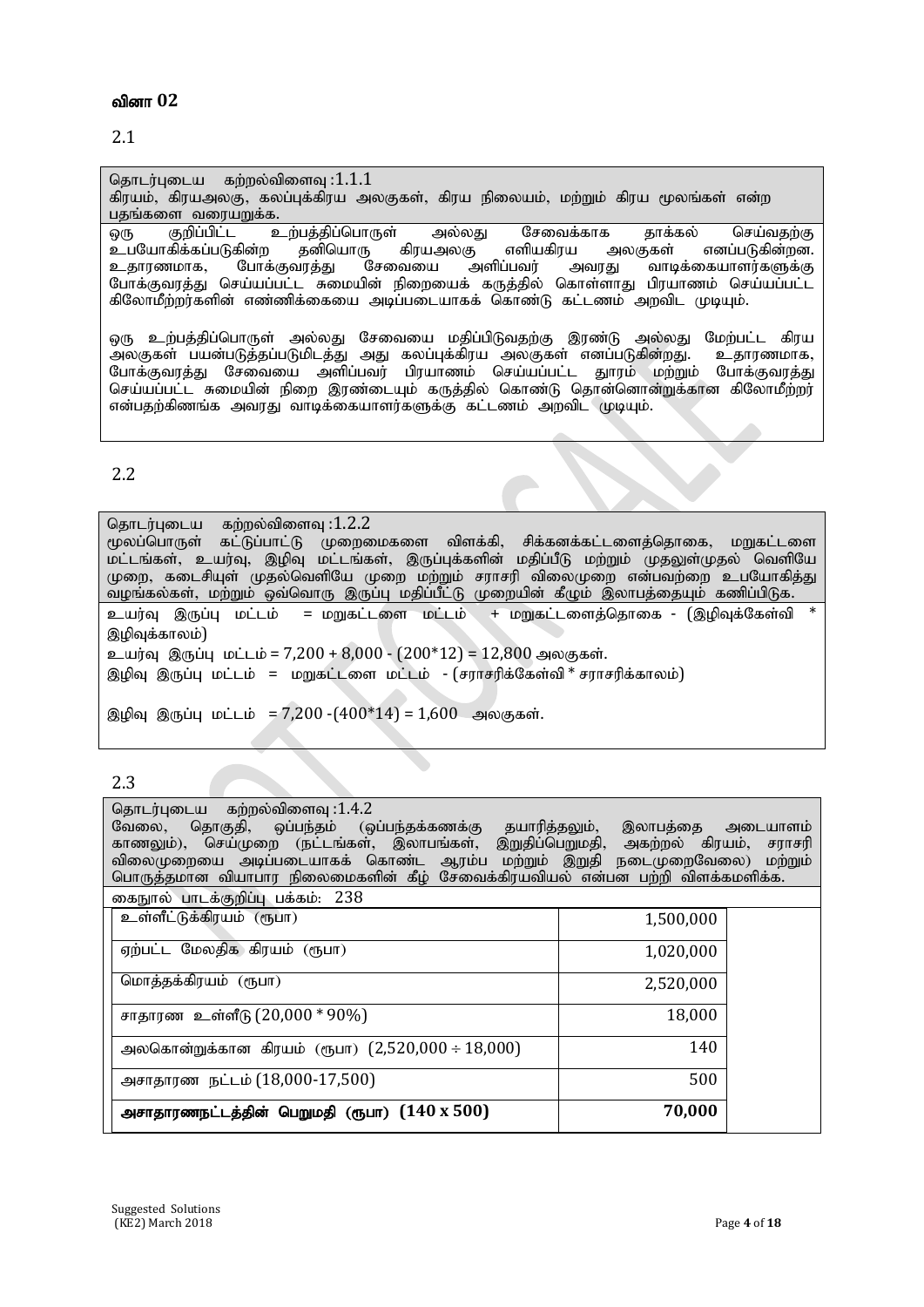## வினா 02

### 2.1

| தொடர்புடைய கற்றல்விளைவு :1.1.1 |
|---|
| கிரயம், கிரயஅலகு, கலப்புக்கிரய அலகுகள், கிரய நிலையம், மற்றும் கிரய மூலங்கள் என்ற பதங்களை வரையறுக்க. |

ஒரு குறிப்பிட்ட உற்பத்திப்பொருள் அல்லது சேவைக்காக தாக்கல் செய்வதற்கு உபயோகிக்கப்படுகின்ற தனியொரு கிரயஅலகு எளியகிரய அலகுகள் எனப்படுகின்றன. உதாரணமாக, போக்குவரத்து சேவையை அளிப்பவர் அவரது வாடிக்கையாளர்களுக்கு போக்குவரத்து செய்யப்பட்ட சுமையின் நிறையைக் கருத்தில் கொள்ளாது பிரயாணம் செய்யப்பட்ட கிலோமீற்றர்களின் எண்ணிக்கையை அடிப்படையாகக் கொண்டு கட்டணம் அறவிட முடியும்.

ஒரு உற்பத்திப்பொருள் அல்லது சேவையை மதிப்பிடுவதற்கு இரண்டு அல்லது மேற்பட்ட கிரய அலகுகள் பயன்படுத்தப்படுமிடத்து அது கலப்புக்கிரய அலகுகள் எனப்படுகின்றது. உதாரணமாக, போக்குவரத்து சேவையை அளிப்பவர் பிரயாணம் செய்யப்பட்ட தூரம் மற்றும் போக்குவரத்து செய்யப்பட்ட சுமையின் நிறை இரண்டையும் கருத்தில் கொண்டு தொன்னொன்றுக்கான கிலோமீற்றர் என்பதற்கிணங்க அவரது வாடிக்கையாளர்களுக்கு கட்டணம் அறவிட முடியும்.

### 2.2

| தொடர்புடைய கற்றல்விளைவு :1.2.2 |
|---|
| மூலப்பொருள் கட்டுப்பாட்டு முறைமைகளை விளக்கி, சிக்கனக்கட்டளைத்தொகை, மறுகட்டளை மட்டங்கள், உயர்வு, இழிவு மட்டங்கள், இருப்புக்களின் மதிப்பீடு மற்றும் முதலுள்முதல் வெளியே முறை, கடைசியுள் முதல்வெளியே முறை மற்றும் சராசரி விலைமுறை என்பவற்றை உபயோகித்து வழங்கல்கள், மற்றும் ஒவ்வொரு இருப்பு மதிப்பீட்டு முறையின் கீழும் இலாபத்தையும் கணிப்பிடுக. |

உயர்வு இருப்பு மட்டம் = மறுகட்டளை மட்டம் + மறுகட்டளைத்தொகை - (இழிவுக்கேள்வி * இழிவுக்காலம்)

உயர்வு இருப்பு மட்டம் = 7,200 + 8,000 - (200*12) = 12,800 அலகுகள்.

இழிவு இருப்பு மட்டம் = மறுகட்டளை மட்டம் - (சராசரிக்கேள்வி * சராசரிக்காலம்)

இழிவு இருப்பு மட்டம் = 7,200 -(400*14) = 1,600 அலகுகள்.

### 2.3

| தொடர்புடைய கற்றல்விளைவு :1.4.2 |
|---|
| வேலை, தொகுதி, ஒப்பந்தம் (ஒப்பந்தக்கணக்கு தயாரித்தலும், இலாபத்தை அடையாளம் காணலும்), செய்முறை (நட்டங்கள், இலாபங்கள், இறுதிப்பெறுமதி, அகற்றல் கிரயம், சராசரி விலைமுறையை அடிப்படையாகக் கொண்ட ஆரம்ப மற்றும் இறுதி நடைமுறைவேலை) மற்றும் பொருத்தமான வியாபார நிலைமைகளின் கீழ் சேவைக்கிரயவியல் என்பன பற்றி விளக்கமளிக்க. |

கைநூல் பாடக்குறிப்பு பக்கம்: 238

| | |
|---|---|
| உள்ளீட்டுக்கிரயம் (ரூபா) | 1,500,000 |
| ஏற்பட்ட மேலதிக கிரயம் (ரூபா) | 1,020,000 |
| மொத்தக்கிரயம் (ரூபா) | 2,520,000 |
| சாதாரண உள்ளீடு (20,000 * 90%) | 18,000 |
| அலகொன்றுக்கான கிரயம் (ரூபா) $(2{,}520{,}000 \div 18{,}000)$ | 140 |
| அசாதாரண நட்டம் (18,000-17,500) | 500 |
| **அசாதாரணநட்டத்தின் பெறுமதி (ரூபா) (140 x 500)** | **70,000** |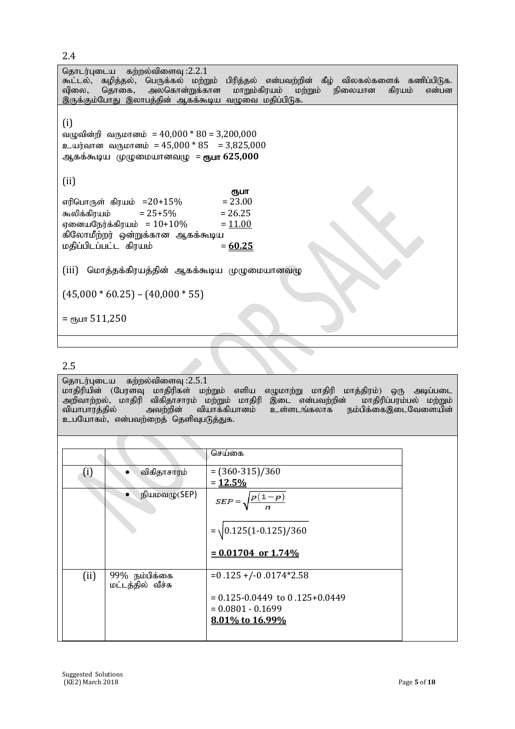2.4

தொடர்புடைய கற்றல்விளைவு :2.2.1
கூட்டல், கழித்தல், பெருக்கல் மற்றும் பிரித்தல் என்பவற்றின் கீழ் விலகல்களைக் கணிப்பிடுக. விலை, தொகை, அலகொன்றுக்கான மாறும்கிரயம் மற்றும் நிலையான கிரயம் என்பன இருக்கும்போது இலாபத்தின் ஆகக்கூடிய வழுவை மதிப்பிடுக.

(i)

வழுவின்றி வருமானம் = 40,000 * 80 = 3,200,000

உயர்வான வருமானம் = 45,000 * 85 = 3,825,000

**ஆகக்கூடிய முழுமையானவழு = ரூபா 625,000**

(ii)

| | ரூபா |
|---|---|
| எரிபொருள் கிரயம் =20+15% | = 23.00 |
| கூலிக்கிரயம் = 25+5% | = 26.25 |
| ஏனையநேர்க்கிரயம் = 10+10% | = 11.00 |
| கிலோமீற்றர் ஒன்றுக்கான ஆகக்கூடிய மதிப்பிடப்பட்ட கிரயம் | = **60.25** |

(iii) மொத்தக்கிரயத்தின் ஆகக்கூடிய முழுமையானவழு

(45,000 * 60.25) – (40,000 * 55)

= ரூபா 511,250

2.5

தொடர்புடைய கற்றல்விளைவு :2.5.1
மாதிரியின் (பேரளவு மாதிரிகள் மற்றும் எளிய எழுமாற்று மாதிரி மாத்திரம்) ஒரு அடிப்படை அறிவாற்றல், மாதிரி விகிதாசாரம் மற்றும் மாதிரி இடை என்பவற்றின் மாதிரிப்பரம்பல் மற்றும் வியாபாரத்தில் அவற்றின் வியாக்கியானம் உள்ளடங்கலாக நம்பிக்கைஇடைவேளையின் உபயோகம், என்பவற்றைத் தெளிவுபடுத்துக.

| | | செய்கை |
|---|---|---|
| (i) | • விகிதாசாரம் | = (360-315)/360<br>= **12.5%** |
| | • நியமவழு(SEP) | $SEP = \sqrt{\frac{p(1-p)}{n}}$<br>$= \sqrt{0.125(1\text{-}0.125)/360}$<br>**= 0.01704 or 1.74%** |
| (ii) | 99% நம்பிக்கை மட்டத்தில் வீச்சு | =0 .125 +/-0 .0174*2.58<br>= 0.125-0.0449 to 0 .125+0.0449<br>= 0.0801 - 0.1699<br>**8.01% to 16.99%** |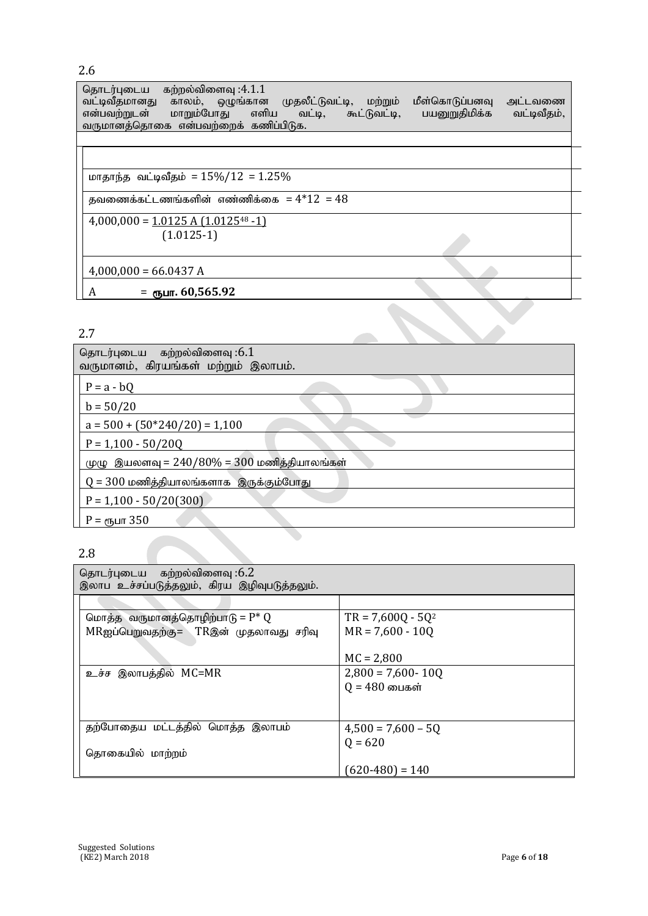## 2.6

| தொடர்புடைய கற்றல்விளைவு :4.1.1<br>வட்டிவீதமானது காலம், ஒழுங்கான முதலீட்டுவட்டி, மற்றும் மீள்கொடுப்பனவு அட்டவணை என்பவற்றுடன் மாறும்போது எளிய வட்டி, கூட்டுவட்டி, பயனுறுதிமிக்க வட்டிவீதம், வருமானத்தொகை என்பவற்றைக் கணிப்பிடுக. |
|---|
| |
| மாதாந்த வட்டிவீதம் = 15%/12 = 1.25% |
| தவணைக்கட்டணங்களின் எண்ணிக்கை = 4*12 = 48 |
| $4,000,000 = \frac{1.0125\ A\ (1.0125^{48} - 1)}{(1.0125-1)}$ |
| 4,000,000 = 66.0437 A |
| A = **ரூபா. 60,565.92** |

## 2.7

| தொடர்புடைய கற்றல்விளைவு :6.1<br>வருமானம், கிரயங்கள் மற்றும் இலாபம். |
|---|
| $P = a - bQ$ |
| $b = 50/20$ |
| $a = 500 + (50*240/20) = 1,100$ |
| $P = 1,100 - 50/20Q$ |
| முழு இயலளவு = 240/80% = 300 மணித்தியாலங்கள் |
| Q = 300 மணித்தியாலங்களாக இருக்கும்போது |
| $P = 1,100 - 50/20(300)$ |
| P = ரூபா 350 |

## 2.8

| தொடர்புடைய கற்றல்விளைவு :6.2<br>இலாப உச்சப்படுத்தலும், கிரய இழிவுபடுத்தலும். | |
|---|---|
| | |
| மொத்த வருமானத்தொழிற்பாடு = P* Q<br>MRஐப்பெறுவதற்கு= TRஇன் முதலாவது சரிவு | $TR = 7,600Q - 5Q^2$<br>$MR = 7,600 - 10Q$<br><br>$MC = 2,800$ |
| உச்ச இலாபத்தில் MC=MR | $2,800 = 7,600 - 10Q$<br>Q = 480 பைகள் |
| தற்போதைய மட்டத்தில் மொத்த இலாபம்<br><br>தொகையில் மாற்றம் | $4,500 = 7,600 - 5Q$<br>$Q = 620$<br><br>$(620-480) = 140$ |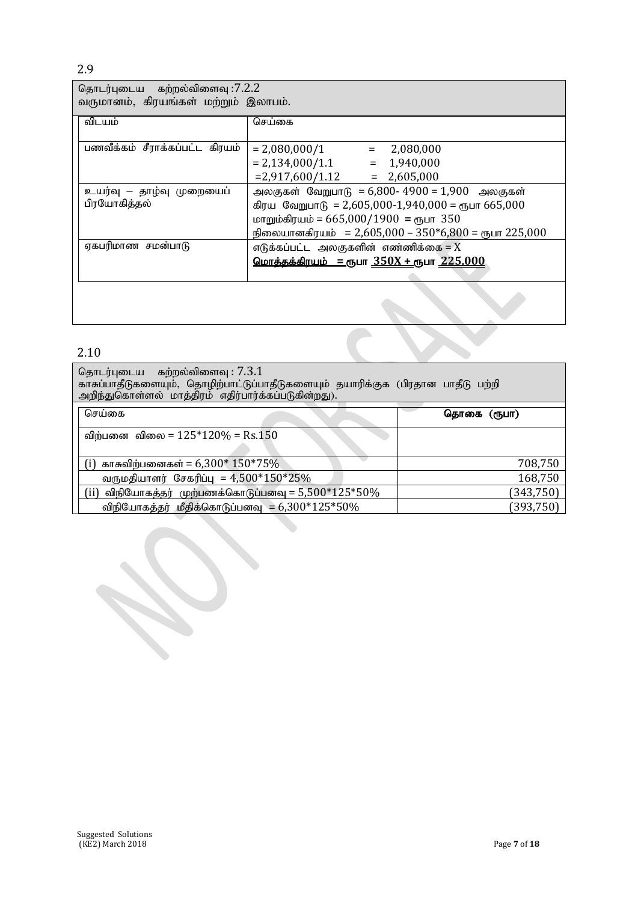2.9

| தொடர்புடைய கற்றல்விளைவு :7.2.2<br>வருமானம், கிரயங்கள் மற்றும் இலாபம். | |
|---|---|
| விடயம் | செய்கை |
| பணவீக்கம் சீராக்கப்பட்ட கிரயம் | = 2,080,000/1 = 2,080,000<br>= 2,134,000/1.1 = 1,940,000<br>=2,917,600/1.12 = 2,605,000 |
| உயர்வு – தாழ்வு முறையைப் பிரயோகித்தல் | அலகுகள் வேறுபாடு = 6,800- 4900 = 1,900 அலகுகள்<br>கிரய வேறுபாடு = 2,605,000-1,940,000 = ரூபா 665,000<br>மாறும்கிரயம் = 665,000/1900 = ரூபா 350<br>நிலையானகிரயம் = 2,605,000 – 350*6,800 = ரூபா 225,000 |
| ஏகபரிமாண சமன்பாடு | எடுக்கப்பட்ட அலகுகளின் எண்ணிக்கை = X<br>**<u>மொத்தக்கிரயம் = ரூபா 350X + ரூபா 225,000</u>** |

2.10

தொடர்புடைய கற்றல்விளைவு : 7.3.1
காசுப்பாதீடுகளையும், தொழிற்பாட்டுப்பாதீடுகளையும் தயாரிக்குக (பிரதான பாதீடு பற்றி அறிந்துகொள்ளல் மாத்திரம் எதிர்பார்க்கப்படுகின்றது).

| செய்கை | **தொகை (ரூபா)** |
|---|---:|
| விற்பனை விலை = 125*120% = Rs.150 | |
| (i) காசுவிற்பனைகள் = 6,300* 150*75% | 708,750 |
| வருமதியாளர் சேகரிப்பு = 4,500*150*25% | 168,750 |
| (ii) விநியோகத்தர் முற்பணக்கொடுப்பனவு = 5,500*125*50% | (343,750) |
| விநியோகத்தர் மீதிக்கொடுப்பனவு = 6,300*125*50% | (393,750) |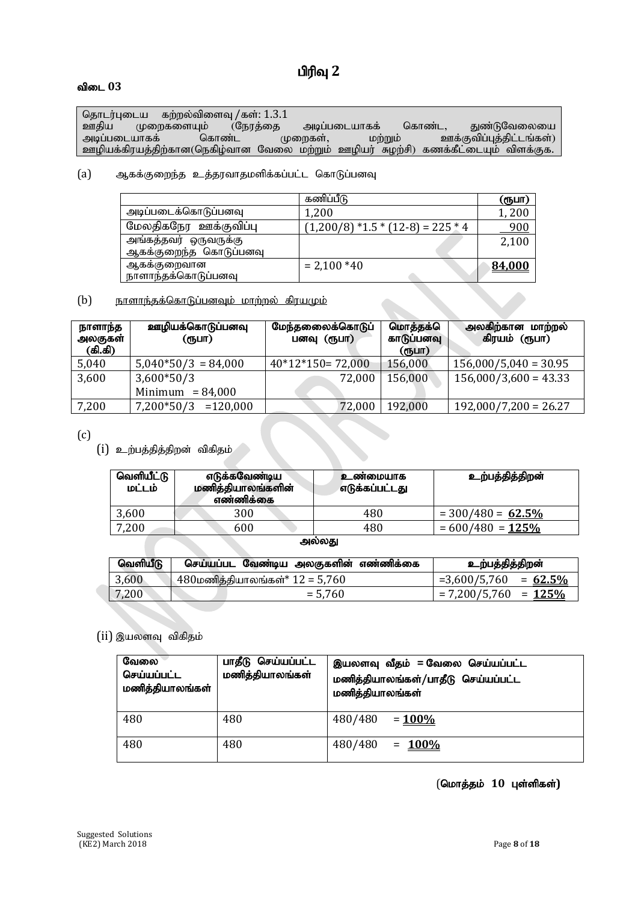# பிரிவு 2

**விடை 03**

| தொடர்புடைய கற்றல்விளைவு /கள்: 1.3.1 ஊதிய முறைகளையும் (நேரத்தை அடிப்படையாகக் கொண்ட, துண்டுவேலையை அடிப்படையாகக் கொண்ட முறைகள், மற்றும் ஊக்குவிப்புத்திட்டங்கள்) ஊழியக்கிரயத்திற்கான(நெகிழ்வான வேலை மற்றும் ஊழியர் சுழற்சி) கணக்கீட்டையும் விளக்குக. |
|---|

(a) ஆகக்குறைந்த உத்தரவாதமளிக்கப்பட்ட கொடுப்பனவு

| | கணிப்பீடு | (ரூபா) |
|---|---|---|
| அடிப்படைக்கொடுப்பனவு | 1,200 | 1, 200 |
| மேலதிகநேர ஊக்குவிப்பு | (1,200/8) *1.5 * (12-8) = 225 * 4 | 900 |
| அங்கத்தவர் ஒருவருக்கு ஆகக்குறைந்த கொடுப்பனவு | | 2,100 |
| ஆகக்குறைவான நாளாந்தக்கொடுப்பனவு | = 2,100 *40 | **84,000** |

(b) நாளாந்தக்கொடுப்பனவும் மாற்றல் கிரயமும்

| நாளாந்த அலகுகள் (கி.கி) | ஊழியக்கொடுப்பனவு (ரூபா) | மேந்தலைக்கொடுப்பனவு (ரூபா) | மொத்தக்கொடுப்பனவு (ரூபா) | அலகிற்கான மாற்றல் கிரயம் (ரூபா) |
|---|---|---|---|---|
| 5,040 | 5,040*50/3 = 84,000 | 40*12*150= 72,000 | 156,000 | 156,000/5,040 = 30.95 |
| 3,600 | 3,600*50/3 Minimum = 84,000 | 72,000 | 156,000 | 156,000/3,600 = 43.33 |
| 7,200 | 7,200*50/3 =120,000 | 72,000 | 192,000 | 192,000/7,200 = 26.27 |

(c)

(i) உற்பத்தித்திறன் விகிதம்

| வெளியீட்டு மட்டம் | எடுக்கவேண்டிய மணித்தியாலங்களின் எண்ணிக்கை | உண்மையாக எடுக்கப்பட்டது | உற்பத்தித்திறன் |
|---|---|---|---|
| 3,600 | 300 | 480 | = 300/480 = **62.5%** |
| 7,200 | 600 | 480 | = 600/480 = **125%** |

**அல்லது**

| வெளியீடு | செய்யப்பட வேண்டிய அலகுகளின் எண்ணிக்கை | உற்பத்தித்திறன் |
|---|---|---|
| 3,600 | 480மணித்தியாலங்கள்* 12 = 5,760 | =3,600/5,760 = **62.5%** |
| 7,200 | = 5,760 | = 7,200/5,760 = **125%** |

(ii) இயலளவு விகிதம்

| வேலை செய்யப்பட்ட மணித்தியாலங்கள் | பாதீடு செய்யப்பட்ட மணித்தியாலங்கள் | இயலளவு வீதம் = வேலை செய்யப்பட்ட மணித்தியாலங்கள்/பாதீடு செய்யப்பட்ட மணித்தியாலங்கள் |
|---|---|---|
| 480 | 480 | 480/480 = **100%** |
| 480 | 480 | 480/480 = **100%** |

**(மொத்தம் 10 புள்ளிகள்)**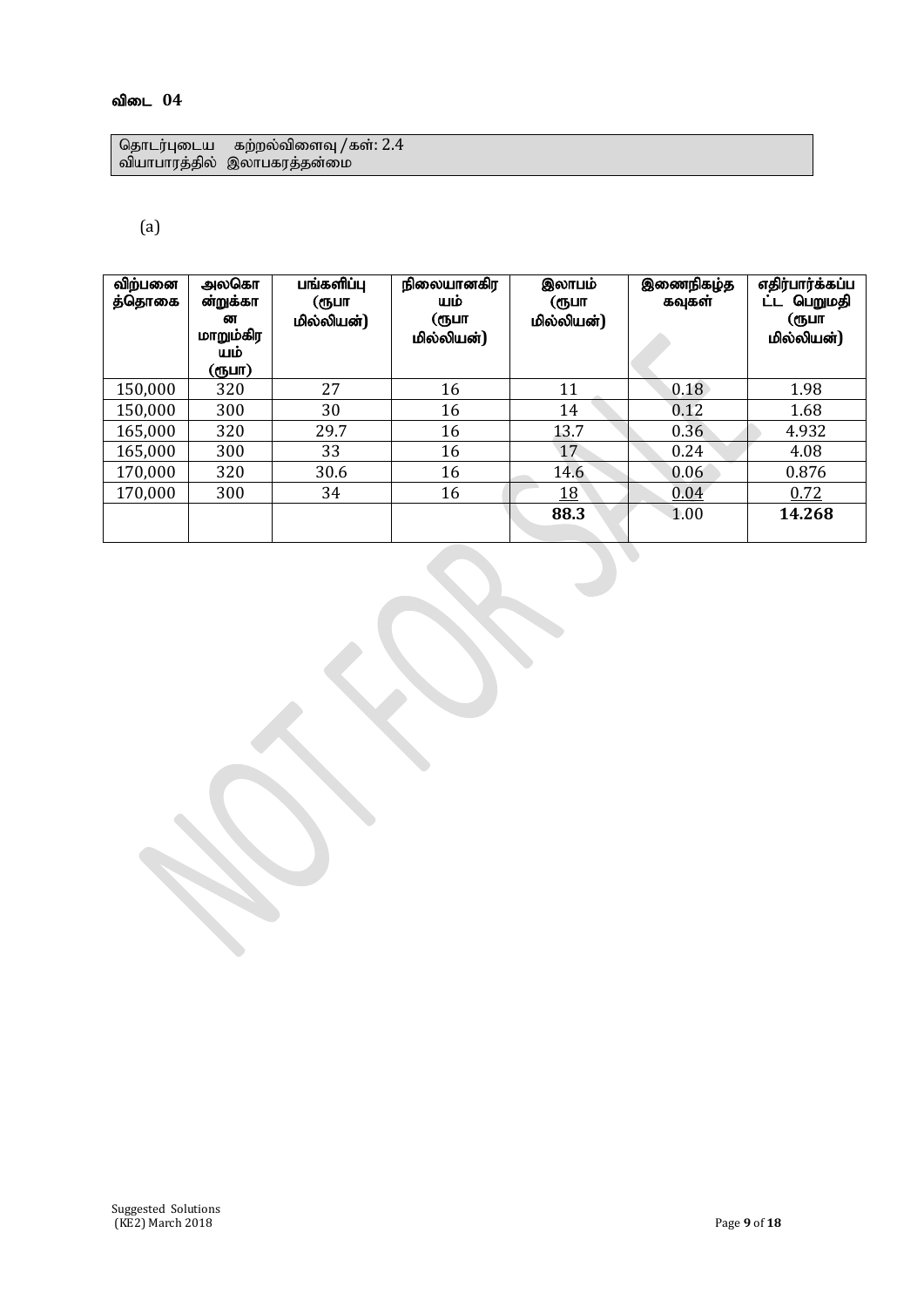**விடை 04**

| தொடர்புடைய கற்றல்விளைவு /கள்: 2.4 |
|---|
| வியாபாரத்தில் இலாபகரத்தன்மை |

(a)

| விற்பனைத்தொகை | அலகொன்றுக்கான மாறும்கிரயம் (ரூபா) | பங்களிப்பு (ரூபா மில்லியன்) | நிலையானகிரயம் (ரூபா மில்லியன்) | இலாபம் (ரூபா மில்லியன்) | இணைநிகழ்தகவுகள் | எதிர்பார்க்கப்பட்ட பெறுமதி (ரூபா மில்லியன்) |
|---|---|---|---|---|---|---|
| 150,000 | 320 | 27 | 16 | 11 | 0.18 | 1.98 |
| 150,000 | 300 | 30 | 16 | 14 | 0.12 | 1.68 |
| 165,000 | 320 | 29.7 | 16 | 13.7 | 0.36 | 4.932 |
| 165,000 | 300 | 33 | 16 | 17 | 0.24 | 4.08 |
| 170,000 | 320 | 30.6 | 16 | 14.6 | 0.06 | 0.876 |
| 170,000 | 300 | 34 | 16 | 18 | 0.04 | 0.72 |
| | | | | **88.3** | 1.00 | **14.268** |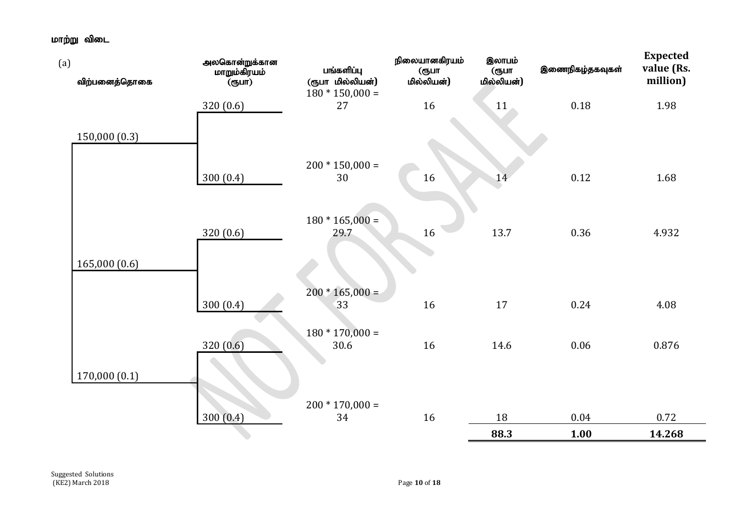**மாற்று விடை**

(a)

| விற்பனைத்தொகை | அலகொன்றுக்கான மாறும்கிரயம் (ரூபா) | பங்களிப்பு (ரூபா மில்லியன்) | நிலையானகிரயம் (ரூபா மில்லியன்) | இலாபம் (ரூபா மில்லியன்) | இணைநிகழ்தகவுகள் | Expected value (Rs. million) |
|---|---|---|---|---|---|---|
| 150,000 (0.3) | 320 (0.6) | 180 * 150,000 = 27 | 16 | 11 | 0.18 | 1.98 |
| | 300 (0.4) | 200 * 150,000 = 30 | 16 | 14 | 0.12 | 1.68 |
| 165,000 (0.6) | 320 (0.6) | 180 * 165,000 = 29.7 | 16 | 13.7 | 0.36 | 4.932 |
| | 300 (0.4) | 200 * 165,000 = 33 | 16 | 17 | 0.24 | 4.08 |
| 170,000 (0.1) | 320 (0.6) | 180 * 170,000 = 30.6 | 16 | 14.6 | 0.06 | 0.876 |
| | 300 (0.4) | 200 * 170,000 = 34 | 16 | 18 | 0.04 | 0.72 |
| | | | | **88.3** | **1.00** | **14.268** |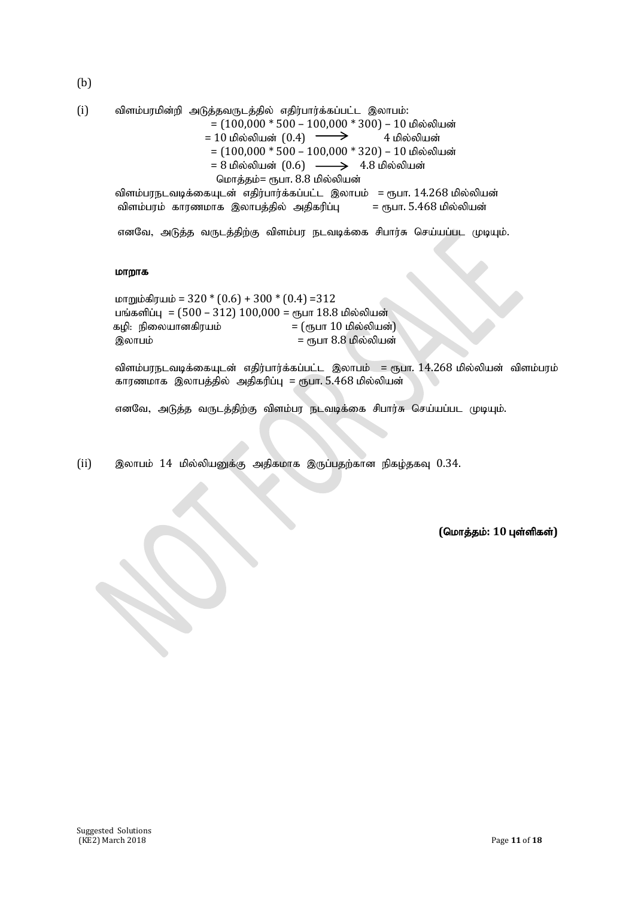(b)

(i) விளம்பரமின்றி அடுத்தவருடத்தில் எதிர்பார்க்கப்பட்ட இலாபம்:

$= (100{,}000 * 500 – 100{,}000 * 300) – 10$ மில்லியன்

$= 10$ மில்லியன் $(0.4)$ $\longrightarrow$ 4 மில்லியன்

$= (100{,}000 * 500 – 100{,}000 * 320) – 10$ மில்லியன்

$= 8$ மில்லியன் $(0.6)$ $\longrightarrow$ 4.8 மில்லியன்

மொத்தம்= ரூபா. 8.8 மில்லியன்

விளம்பரநடவடிக்கையுடன் எதிர்பார்க்கப்பட்ட இலாபம் = ரூபா. 14.268 மில்லியன்

விளம்பரம் காரணமாக இலாபத்தில் அதிகரிப்பு = ரூபா. 5.468 மில்லியன்

எனவே, அடுத்த வருடத்திற்கு விளம்பர நடவடிக்கை சிபார்சு செய்யப்பட முடியும்.

**மாறாக**

மாறும்கிரயம் $= 320 * (0.6) + 300 * (0.4) = 312$

பங்களிப்பு $= (500 – 312)\ 100{,}000$ = ரூபா 18.8 மில்லியன்

கழி: நிலையானகிரயம் = (ரூபா 10 மில்லியன்)

இலாபம் = ரூபா 8.8 மில்லியன்

விளம்பரநடவடிக்கையுடன் எதிர்பார்க்கப்பட்ட இலாபம் = ரூபா. 14.268 மில்லியன் விளம்பரம் காரணமாக இலாபத்தில் அதிகரிப்பு = ரூபா. 5.468 மில்லியன்

எனவே, அடுத்த வருடத்திற்கு விளம்பர நடவடிக்கை சிபார்சு செய்யப்பட முடியும்.

(ii) இலாபம் 14 மில்லியனுக்கு அதிகமாக இருப்பதற்கான நிகழ்தகவு 0.34.

**(மொத்தம்: 10 புள்ளிகள்)**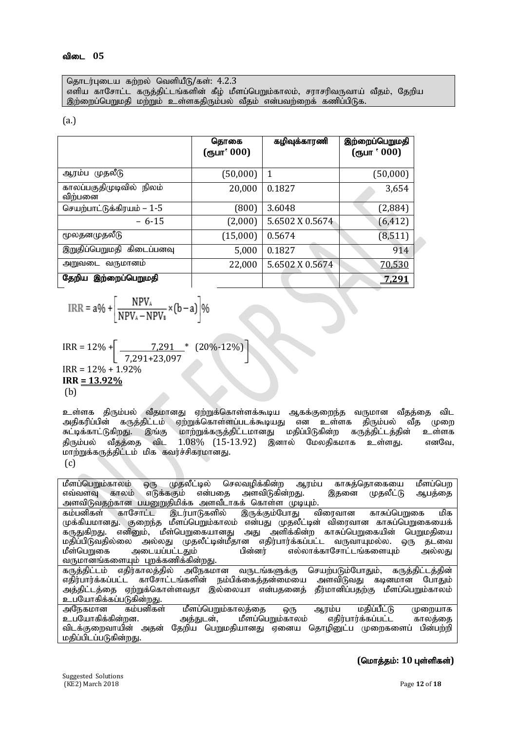## விடை 05

| தொடர்புடைய கற்றல் வெளியீடு/கள்: 4.2.3 எளிய காசோட்ட கருத்திட்டங்களின் கீழ் மீளப்பெறும்காலம், சராசரிவருவாய் வீதம், தேறிய இற்றைப்பெறுமதி மற்றும் உள்ளகதிரும்பல் வீதம் என்பவற்றைக் கணிப்பிடுக. |
|---|

(a.)

| | தொகை (ரூபா' 000) | கழிவுக்காரணி | இற்றைப்பெறுமதி (ரூபா ' 000) |
|---|---|---|---|
| ஆரம்ப முதலீடு | (50,000) | 1 | (50,000) |
| காலப்பகுதிமுடிவில் நிலம் விற்பனை | 20,000 | 0.1827 | 3,654 |
| செயற்பாட்டுக்கிரயம் – 1-5 | (800) | 3.6048 | (2,884) |
| – 6-15 | (2,000) | 5.6502 X 0.5674 | (6,412) |
| மூலதனமுதலீடு | (15,000) | 0.5674 | (8,511) |
| இறுதிப்பெறுமதி கிடைப்பனவு | 5,000 | 0.1827 | 914 |
| அறுவடை வருமானம் | 22,000 | 5.6502 X 0.5674 | 70,530 |
| **தேறிய இற்றைப்பெறுமதி** | | | **7,291** |

$$IRR = a\% + \left[\frac{NPV_A}{NPV_A - NPV_B} \times (b-a)\right]\%$$

$$IRR = 12\% + \left[\frac{7,291}{7,291+23,097} * (20\%-12\%)\right]$$

$IRR = 12\% + 1.92\%$

**IRR = 13.92%**

(b)

உள்ளக திரும்பல் வீதமானது ஏற்றுக்கொள்ளக்கூடிய ஆகக்குறைந்த வருமான வீதத்தை விட அதிகரிப்பின் கருத்திட்டம் ஏற்றுக்கொள்ளப்படக்கூடியது என உள்ளக திரும்பல் வீத முறை சுட்டிக்காட்டுகிறது. இங்கு மாற்றுக்கருத்திட்டமானது மதிப்பிடுகின்ற கருத்திட்டத்தின் உள்ளக திரும்பல் வீதத்தை விட 1.08% (15-13.92) இனால் மேலதிகமாக உள்ளது. எனவே, மாற்றுக்கருத்திட்டம் மிக கவர்ச்சிகரமானது.

(c)

| மீளப்பெறும்காலம் ஒரு முதலீட்டில் செலவழிக்கின்ற ஆரம்ப காசுத்தொகையை மீளப்பெற எவ்வளவு காலம் எடுக்கும் என்பதை அளவிடுகின்றது. இதனை முதலீட்டு ஆபத்தை அளவிடுவதற்கான பயனுறுதிமிக்க அளவீடாகக் கொள்ள முடியும். |
|---|
| கம்பனிகள் காசோட்ட இடர்பாடுகளில் இருக்கும்போது விரைவான காசுப்பெறுகை மிக முக்கியமானது. குறைந்த மீளப்பெறும்காலம் என்பது முதலீட்டின் விரைவான காசுப்பெறுகையைக் கருதுகிறது. எனினும், மீள்பெறுகையானது அது அளிக்கின்ற காசுப்பெறுகையின் பெறுமதியை மதிப்பிடுவதில்லை அல்லது முதலீட்டின்மீதான எதிர்பார்க்கப்பட்ட வருவாயுமல்ல. ஒரு தடவை மீள்பெறுகை அடையப்பட்டதும் பின்னர் எல்லாக்காசோட்டங்களையும் அல்லது வருமானங்களையும் புறக்கணிக்கின்றது. |
| கருத்திட்டம் எதிர்காலத்தில் அநேகமான வருடங்களுக்கு செயற்படும்போதும், கருத்திட்டத்தின் எதிர்பார்க்கப்பட்ட காசோட்டங்களின் நம்பிக்கைத்தன்மையை அளவிடுவது கடினமான போதும் அத்திட்டத்தை ஏற்றுக்கொள்ளவதா இல்லையா என்பதனைத் தீர்மானிப்பதற்கு மீளப்பெறும்காலம் உபயோகிக்கப்படுகின்றது. |
| அநேகமான கம்பனிகள் மீளப்பெறும்காலத்தை ஒரு ஆரம்ப மதிப்பீட்டு முறையாக உபயோகிக்கின்றன. அத்துடன், மீளப்பெறும்காலம் எதிர்பார்க்கப்பட்ட காலத்தை விடக்குறைவாயின் அதன் தேறிய பெறுமதியானது ஏனைய தொழினுட்ப முறைகளைப் பின்பற்றி மதிப்பிடப்படுகின்றது. |

**(மொத்தம்: 10 புள்ளிகள்)**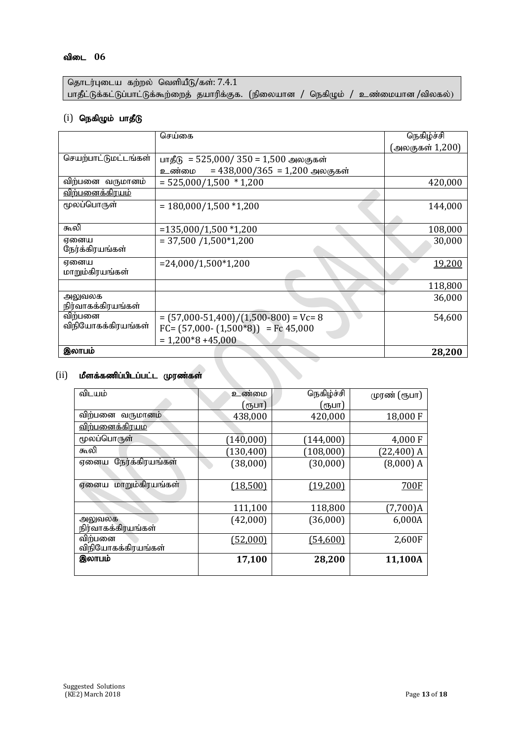### விடை 06

தொடர்புடைய கற்றல் வெளியீடு/கள்: 7.4.1
பாதீட்டுக்கட்டுப்பாட்டுக்கூற்றைத் தயாரிக்குக. (நிலையான / நெகிழும் / உண்மையான /விலகல்)

#### (i) நெகிழும் பாதீடு

| | செய்கை | நெகிழ்ச்சி (அலகுகள் 1,200) |
|---|---|---|
| செயற்பாட்டுமட்டங்கள் | பாதீடு = 525,000/ 350 = 1,500 அலகுகள்<br>உண்மை = 438,000/365 = 1,200 அலகுகள் | |
| விற்பனை வருமானம் | = 525,000/1,500 * 1,200 | 420,000 |
| விற்பனைக்கிரயம் | | |
| மூலப்பொருள் | = 180,000/1,500 *1,200 | 144,000 |
| கூலி | =135,000/1,500 *1,200 | 108,000 |
| ஏனைய நேர்க்கிரயங்கள் | = 37,500 /1,500*1,200 | 30,000 |
| ஏனைய மாறும்கிரயங்கள் | =24,000/1,500*1,200 | 19,200 |
| | | 118,800 |
| அலுவலக நிர்வாகக்கிரயங்கள் | | 36,000 |
| விற்பனை விநியோகக்கிரயங்கள் | = (57,000-51,400)/(1,500-800) = Vc= 8<br>FC= (57,000- (1,500*8)) = Fc 45,000<br>= 1,200*8 +45,000 | 54,600 |
| **இலாபம்** | | **28,200** |

#### (ii) மீளக்கணிப்பிடப்பட்ட முரண்கள்

| விடயம் | உண்மை (ரூபா) | நெகிழ்ச்சி (ரூபா) | முரண் (ரூபா) |
|---|---|---|---|
| விற்பனை வருமானம் | 438,000 | 420,000 | 18,000 F |
| விற்பனைக்கிரயம | | | |
| மூலப்பொருள் | (140,000) | (144,000) | 4,000 F |
| கூலி | (130,400) | (108,000) | (22,400) A |
| ஏனைய நேர்க்கிரயங்கள் | (38,000) | (30,000) | (8,000) A |
| ஏனைய மாறும்கிரயங்கள் | (18,500) | (19,200) | 700F |
| | 111,100 | 118,800 | (7,700)A |
| அலுவலக நிர்வாகக்கிரயங்கள் | (42,000) | (36,000) | 6,000A |
| விற்பனை விநியோகக்கிரயங்கள் | (52,000) | (54,600) | 2,600F |
| **இலாபம்** | **17,100** | **28,200** | **11,100A** |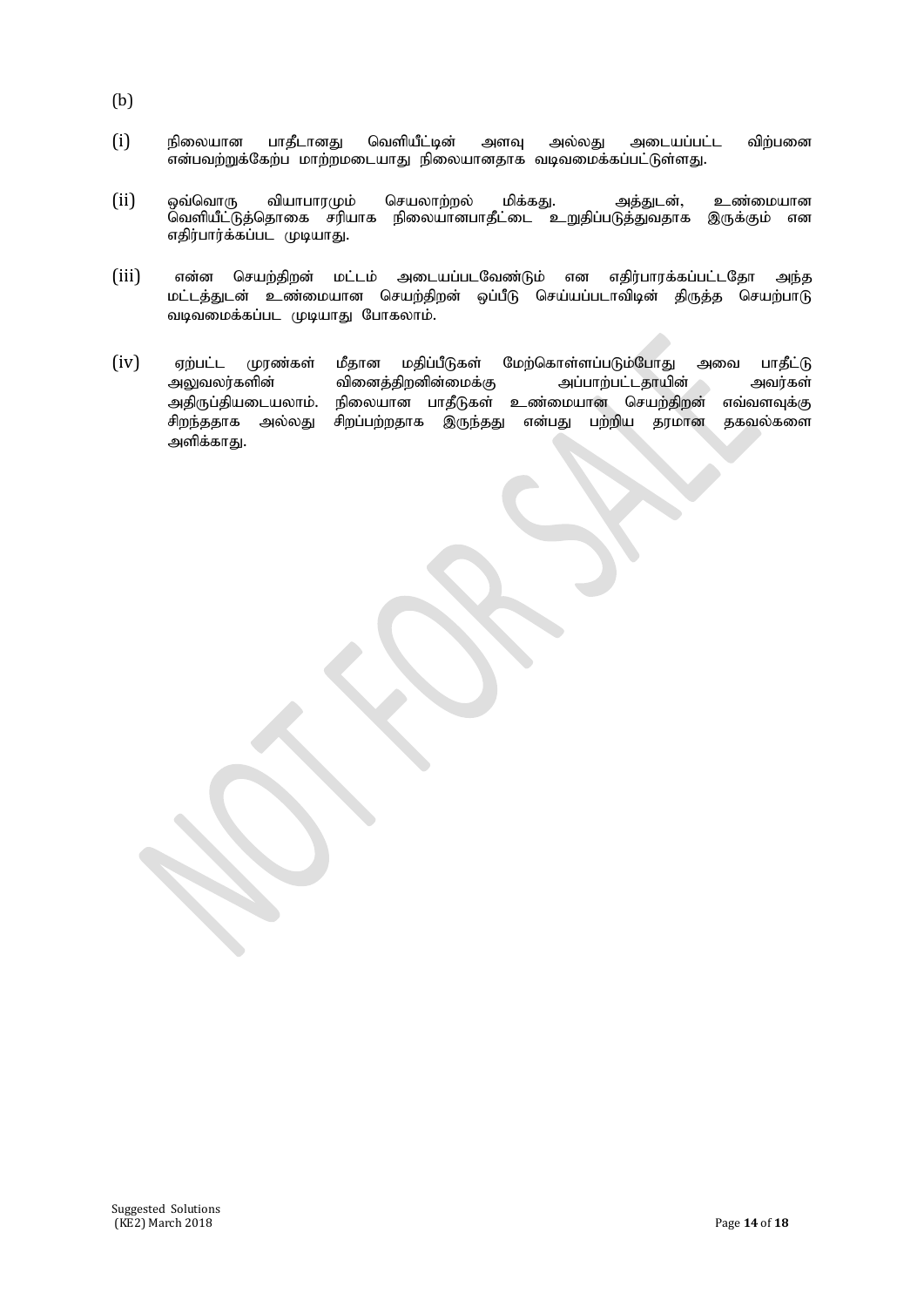(b)

(i) நிலையான பாதீடானது வெளியீட்டின் அளவு அல்லது அடையப்பட்ட விற்பனை என்பவற்றுக்கேற்ப மாற்றமடையாது நிலையானதாக வடிவமைக்கப்பட்டுள்ளது.

(ii) ஒவ்வொரு வியாபாரமும் செயலாற்றல் மிக்கது. அத்துடன், உண்மையான வெளியீட்டுத்தொகை சரியாக நிலையானபாதீட்டை உறுதிப்படுத்துவதாக இருக்கும் என எதிர்பார்க்கப்பட முடியாது.

(iii) என்ன செயற்திறன் மட்டம் அடையப்படவேண்டும் என எதிர்பாரக்கப்பட்டதோ அந்த மட்டத்துடன் உண்மையான செயற்திறன் ஒப்பீடு செய்யப்படாவிடின் திருத்த செயற்பாடு வடிவமைக்கப்பட முடியாது போகலாம்.

(iv) ஏற்பட்ட முரண்கள் மீதான மதிப்பீடுகள் மேற்கொள்ளப்படும்போது அவை பாதீட்டு அலுவலர்களின் வினைத்திறனின்மைக்கு அப்பாற்பட்டதாயின் அவர்கள் அதிருப்தியடையலாம். நிலையான பாதீடுகள் உண்மையான செயற்திறன் எவ்வளவுக்கு சிறந்ததாக அல்லது சிறப்பற்றதாக இருந்தது என்பது பற்றிய தரமான தகவல்களை அளிக்காது.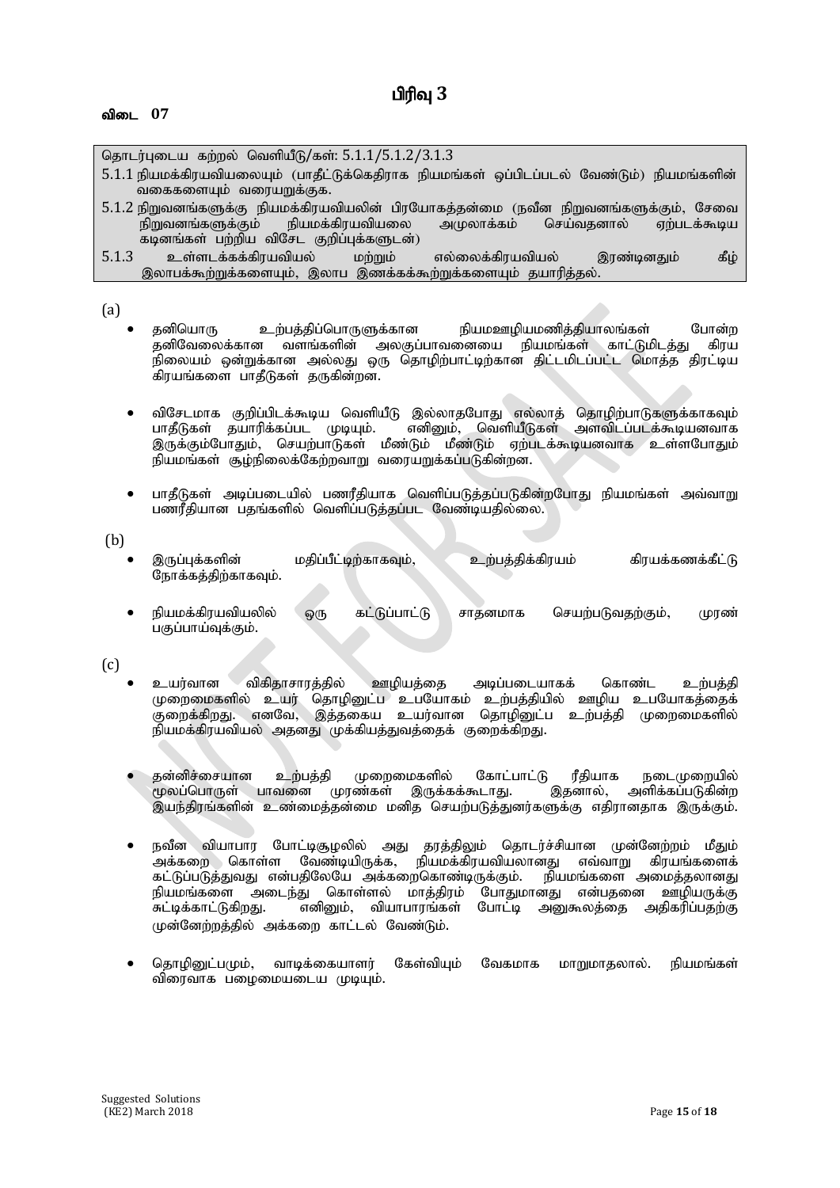# பிரிவு 3

**விடை 07**

| தொடர்புடைய கற்றல் வெளியீடு/கள்: 5.1.1/5.1.2/3.1.3 |
| --- |
| 5.1.1 நியமக்கிரயவியலையும் (பாதீட்டுக்கெதிராக நியமங்கள் ஒப்பிடப்படல் வேண்டும்) நியமங்களின் வகைகளையும் வரையறுக்குக. |
| 5.1.2 நிறுவனங்களுக்கு நியமக்கிரயவியலின் பிரயோகத்தன்மை (நவீன நிறுவனங்களுக்கும், சேவை நிறுவனங்களுக்கும் நியமக்கிரயவியலை அமுலாக்கம் செய்வதனால் ஏற்படக்கூடிய கடினங்கள் பற்றிய விசேட குறிப்புக்களுடன்) |
| 5.1.3 உள்ளடக்கக்கிரயவியல் மற்றும் எல்லைக்கிரயவியல் இரண்டினதும் கீழ் இலாபக்கூற்றுக்களையும், இலாப இணக்கக்கூற்றுக்களையும் தயாரித்தல். |

(a)

- தனியொரு உற்பத்திப்பொருளுக்கான நியமஊழியமணித்தியாலங்கள் போன்ற தனிவேலைக்கான வளங்களின் அலகுப்பாவனையை நியமங்கள் காட்டுமிடத்து கிரய நிலையம் ஒன்றுக்கான அல்லது ஒரு தொழிற்பாட்டிற்கான திட்டமிடப்பட்ட மொத்த திரட்டிய கிரயங்களை பாதீடுகள் தருகின்றன.

- விசேடமாக குறிப்பிடக்கூடிய வெளியீடு இல்லாதபோது எல்லாத் தொழிற்பாடுகளுக்காகவும் பாதீடுகள் தயாரிக்கப்பட முடியும். எனினும், வெளியீடுகள் அளவிடப்படக்கூடியனவாக இருக்கும்போதும், செயற்பாடுகள் மீண்டும் மீண்டும் ஏற்படக்கூடியனவாக உள்ளபோதும் நியமங்கள் சூழ்நிலைக்கேற்றவாறு வரையறுக்கப்படுகின்றன.

- பாதீடுகள் அடிப்படையில் பணரீதியாக வெளிப்படுத்தப்படுகின்றபோது நியமங்கள் அவ்வாறு பணரீதியான பதங்களில் வெளிப்படுத்தப்பட வேண்டியதில்லை.

(b)

- இருப்புக்களின் மதிப்பீட்டிற்காகவும், உற்பத்திக்கிரயம் கிரயக்கணக்கீட்டு நோக்கத்திற்காகவும்.

- நியமக்கிரயவியலில் ஒரு கட்டுப்பாட்டு சாதனமாக செயற்படுவதற்கும், முரண் பகுப்பாய்வுக்கும்.

(c)

- உயர்வான விகிதாசாரத்தில் ஊழியத்தை அடிப்படையாகக் கொண்ட உற்பத்தி முறைமைகளில் உயர் தொழினுட்ப உபயோகம் உற்பத்தியில் ஊழிய உபயோகத்தைக் குறைக்கிறது. எனவே, இத்தகைய உயர்வான தொழினுட்ப உற்பத்தி முறைமைகளில் நியமக்கிரயவியல் அதனது முக்கியத்துவத்தைக் குறைக்கிறது.

- தன்னிச்சையான உற்பத்தி முறைமைகளில் கோட்பாட்டு ரீதியாக நடைமுறையில் மூலப்பொருள் பாவனை முரண்கள் இருக்கக்கூடாது. இதனால், அளிக்கப்படுகின்ற இயந்திரங்களின் உண்மைத்தன்மை மனித செயற்படுத்துனர்களுக்கு எதிரானதாக இருக்கும்.

- நவீன வியாபார போட்டிசூழலில் அது தரத்திலும் தொடர்ச்சியான முன்னேற்றம் மீதும் அக்கறை கொள்ள வேண்டியிருக்க, நியமக்கிரயவியலானது எவ்வாறு கிரயங்களைக் கட்டுப்படுத்துவது என்பதிலேயே அக்கறைகொண்டிருக்கும். நியமங்களை அமைத்தலானது நியமங்களை அடைந்து கொள்ளல் மாத்திரம் போதுமானது என்பதனை ஊழியருக்கு சுட்டிக்காட்டுகிறது. எனினும், வியாபாரங்கள் போட்டி அனுகூலத்தை அதிகரிப்பதற்கு முன்னேற்றத்தில் அக்கறை காட்டல் வேண்டும்.

- தொழினுட்பமும், வாடிக்கையாளர் கேள்வியும் வேகமாக மாறுமாதலால். நியமங்கள் விரைவாக பழைமையடைய முடியும்.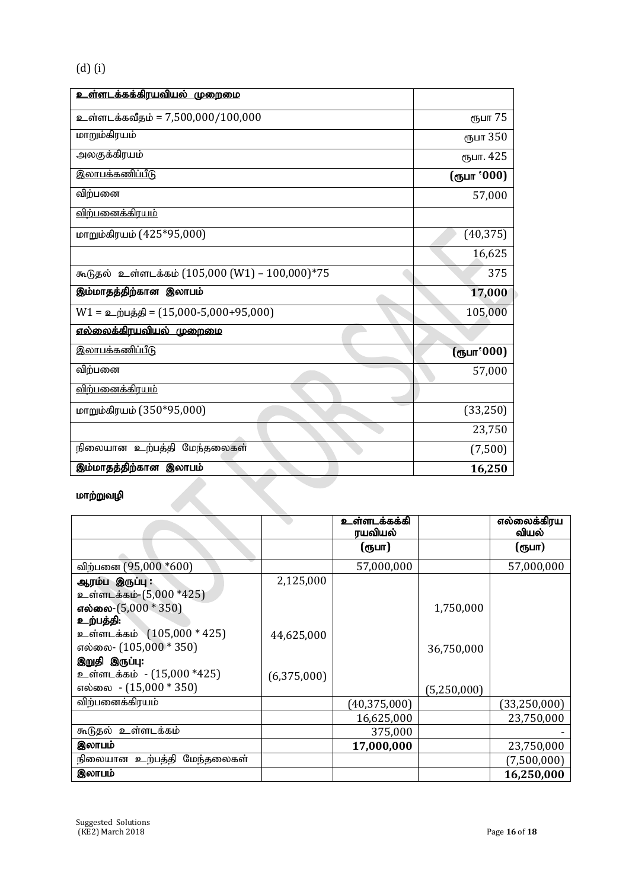(d) (i)

| **உள்ளடக்கக்கிரயவியல் முறைமை** | |
|---|---|
| உள்ளடக்கவீதம் = 7,500,000/100,000 | ரூபா 75 |
| மாறும்கிரயம் | ரூபா 350 |
| அலகுக்கிரயம் | ரூபா. 425 |
| இலாபக்கணிப்பீடு | **(ரூபா '000)** |
| விற்பனை | 57,000 |
| விற்பனைக்கிரயம் | |
| மாறும்கிரயம் (425*95,000) | (40,375) |
| | 16,625 |
| கூடுதல் உள்ளடக்கம் (105,000 (W1) – 100,000)*75 | 375 |
| **இம்மாதத்திற்கான இலாபம்** | **17,000** |
| W1 = உற்பத்தி = (15,000-5,000+95,000) | 105,000 |
| **எல்லைக்கிரயவியல் முறைமை** | |
| இலாபக்கணிப்பீடு | **(ரூபா'000)** |
| விற்பனை | 57,000 |
| விற்பனைக்கிரயம் | |
| மாறும்கிரயம் (350*95,000) | (33,250) |
| | 23,750 |
| நிலையான உற்பத்தி மேந்தலைகள் | (7,500) |
| **இம்மாதத்திற்கான இலாபம்** | **16,250** |

**மாற்றுவழி**

| | | **உள்ளடக்கக்கிரயவியல்** | | **எல்லைக்கிரயவியல்** |
|---|---|---|---|---|
| | | **(ரூபா)** | | **(ரூபா)** |
| விற்பனை (95,000 *600) | | 57,000,000 | | 57,000,000 |
| **ஆரம்ப இருப்பு :** | | | | |
| உள்ளடக்கம்-(5,000 *425) | 2,125,000 | | | |
| **எல்லை**-(5,000 * 350) | | | 1,750,000 | |
| **உற்பத்தி:** | | | | |
| உள்ளடக்கம் (105,000 * 425) | 44,625,000 | | | |
| எல்லை- (105,000 * 350) | | | 36,750,000 | |
| **இறுதி இருப்பு:** | | | | |
| உள்ளடக்கம் - (15,000 *425) | (6,375,000) | | | |
| எல்லை - (15,000 * 350) | | | (5,250,000) | |
| விற்பனைக்கிரயம் | | (40,375,000) | | (33,250,000) |
| | | 16,625,000 | | 23,750,000 |
| கூடுதல் உள்ளடக்கம் | | 375,000 | | - |
| **இலாபம்** | | **17,000,000** | | 23,750,000 |
| நிலையான உற்பத்தி மேந்தலைகள் | | | | (7,500,000) |
| **இலாபம்** | | | | **16,250,000** |

Suggested Solutions
(KE2) March 2018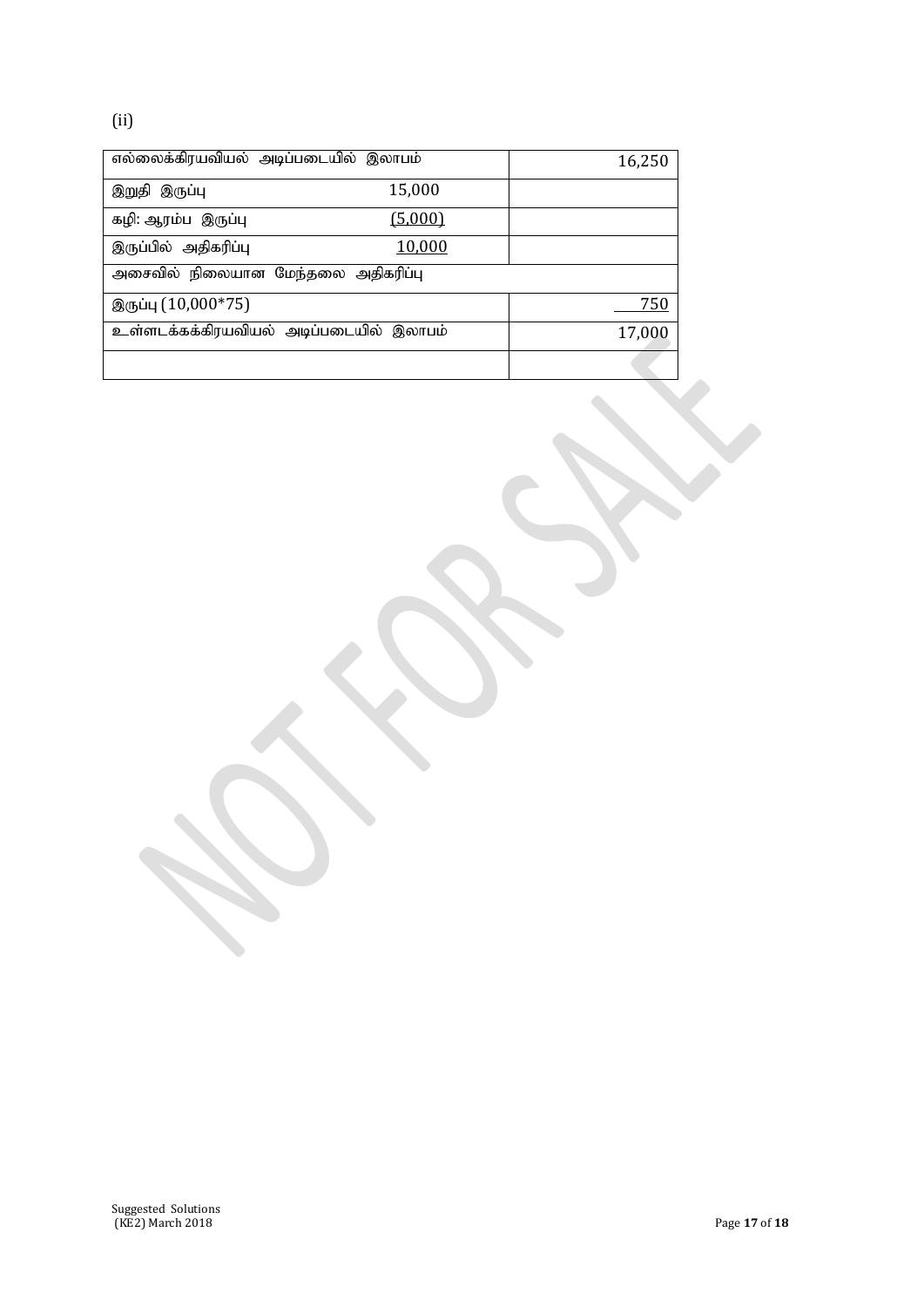(ii)

| | | |
|---|---|---|
| எல்லைக்கிரயவியல் அடிப்படையில் இலாபம் | | 16,250 |
| இறுதி இருப்பு | 15,000 | |
| கழி: ஆரம்ப இருப்பு | (5,000) | |
| இருப்பில் அதிகரிப்பு | 10,000 | |
| அசைவில் நிலையான மேந்தலை அதிகரிப்பு | | |
| இருப்பு (10,000*75) | | 750 |
| உள்ளடக்கக்கிரயவியல் அடிப்படையில் இலாபம் | | 17,000 |
| | | |

Suggested Solutions
(KE2) March 2018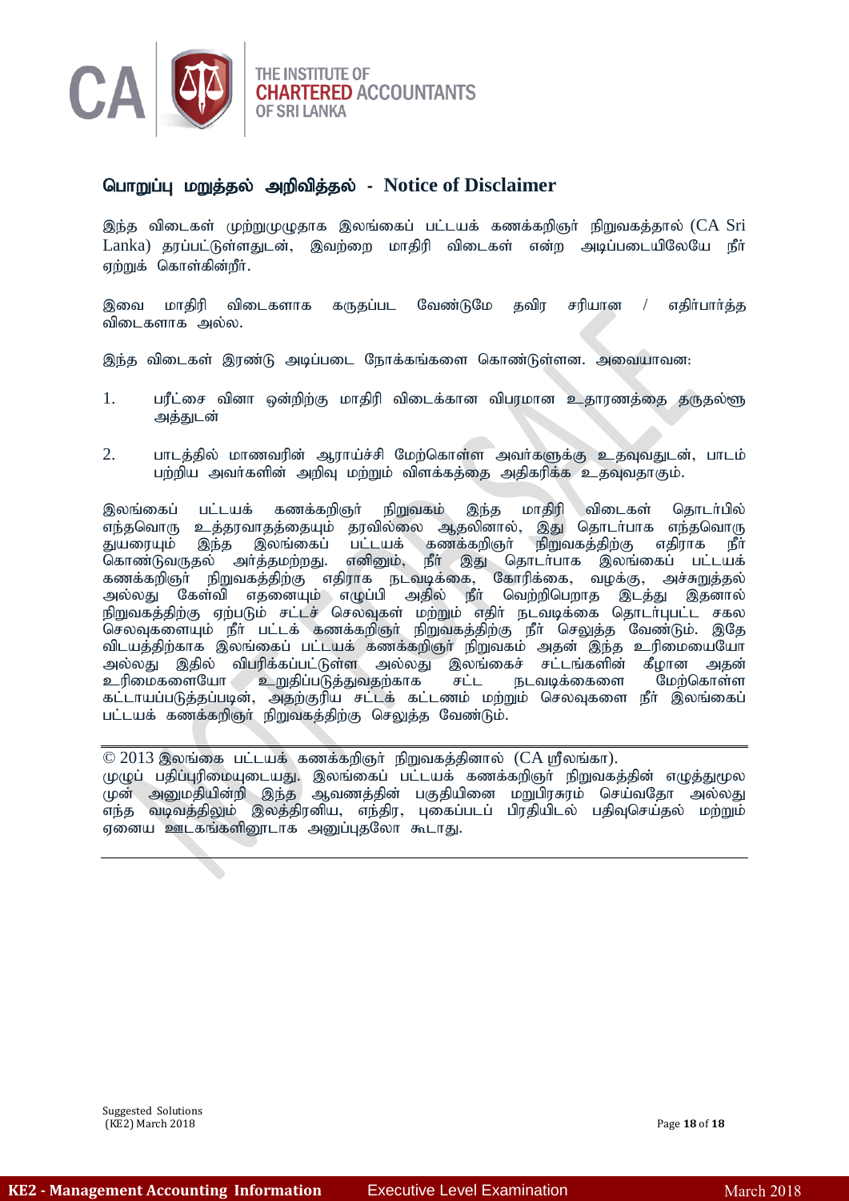## பொறுப்பு மறுத்தல் அறிவித்தல் - Notice of Disclaimer

இந்த விடைகள் முற்றுமுழுதாக இலங்கைப் பட்டயக் கணக்கறிஞர் நிறுவகத்தால் (CA Sri Lanka) தரப்பட்டுள்ளதுடன், இவற்றை மாதிரி விடைகள் என்ற அடிப்படையிலேயே நீர் ஏற்றுக் கொள்கின்றீர்.

இவை மாதிரி விடைகளாக கருதப்பட வேண்டுமே தவிர சரியான / எதிர்பார்த்த விடைகளாக அல்ல.

இந்த விடைகள் இரண்டு அடிப்படை நோக்கங்களை கொண்டுள்ளன. அவையாவன:

1. பரீட்சை வினா ஒன்றிற்கு மாதிரி விடைக்கான விபரமான உதாரணத்தை தருதல்ளூ அத்துடன்

2. பாடத்தில் மாணவரின் ஆராய்ச்சி மேற்கொள்ள அவர்களுக்கு உதவுவதுடன், பாடம் பற்றிய அவர்களின் அறிவு மற்றும் விளக்கத்தை அதிகரிக்க உதவுவதாகும்.

இலங்கைப் பட்டயக் கணக்கறிஞர் நிறுவகம் இந்த மாதிரி விடைகள் தொடர்பில் எந்தவொரு உத்தரவாதத்தையும் தரவில்லை ஆதலினால், இது தொடர்பாக எந்தவொரு துயரையும் இந்த இலங்கைப் பட்டயக் கணக்கறிஞர் நிறுவகத்திற்கு எதிராக நீர் கொண்டுவருதல் அர்த்தமற்றது. எனினும், நீர் இது தொடர்பாக இலங்கைப் பட்டயக் கணக்கறிஞர் நிறுவகத்திற்கு எதிராக நடவடிக்கை, கோரிக்கை, வழக்கு, அச்சுறுத்தல் அல்லது கேள்வி எதனையும் எழுப்பி அதில் நீர் வெற்றிபெறாத இடத்து இதனால் நிறுவகத்திற்கு ஏற்படும் சட்டச் செலவுகள் மற்றும் எதிர் நடவடிக்கை தொடர்புபட்ட சகல செலவுகளையும் நீர் பட்டக் கணக்கறிஞர் நிறுவகத்திற்கு நீர் செலுத்த வேண்டும். இதே விடயத்திற்காக இலங்கைப் பட்டயக் கணக்கறிஞர் நிறுவகம் அதன் இந்த உரிமையையோ அல்லது இதில் விபரிக்கப்பட்டுள்ள அல்லது இலங்கைச் சட்டங்களின் கீழான அதன் உரிமைகளையோ உறுதிப்படுத்துவதற்காக சட்ட நடவடிக்கைளை மேற்கொள்ள கட்டாயப்படுத்தப்படின், அதற்குரிய சட்டக் கட்டணம் மற்றும் செலவுகளை நீர் இலங்கைப் பட்டயக் கணக்கறிஞர் நிறுவகத்திற்கு செலுத்த வேண்டும்.

---

© 2013 இலங்கை பட்டயக் கணக்கறிஞர் நிறுவகத்தினால் (CA ஸ்ரீலங்கா).
முழுப் பதிப்புரிமையுடையது. இலங்கைப் பட்டயக் கணக்கறிஞர் நிறுவகத்தின் எழுத்துமூல முன் அனுமதியின்றி இந்த ஆவணத்தின் பகுதியினை மறுபிரசுரம் செய்வதோ அல்லது எந்த வடிவத்திலும் இலத்திரனிய, எந்திர, புகைப்படப் பிரதியிடல் பதிவுசெய்தல் மற்றும் ஏனைய ஊடகங்களினூடாக அனுப்புதலோ கூடாது.

---